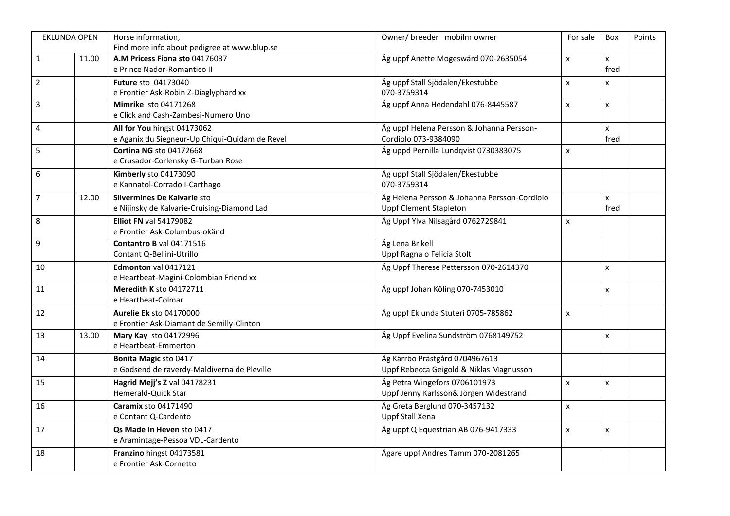| EKLUNDA OPEN | | Horse information,<br>Find more info about pedigree at www.blup.se | Owner/ breeder mobilnr owner | For sale | Box | Points |
|---|---|---|---|---|---|---|
| 1 | 11.00 | **A.M Pricess Fiona sto** 04176037<br>e Prince Nador-Romantico II | Äg uppf Anette Mogeswärd 070-2635054 | x | x<br>fred | |
| 2 | | **Future** sto 04173040<br>e Frontier Ask-Robin Z-Diaglyphard xx | Äg uppf Stall Sjödalen/Ekestubbe<br>070-3759314 | x | x | |
| 3 | | **Mimrike** sto 04171268<br>e Click and Cash-Zambesi-Numero Uno | Äg uppf Anna Hedendahl 076-8445587 | x | x | |
| 4 | | **All for You** hingst 04173062<br>e Aganix du Siegneur-Up Chiqui-Quidam de Revel | Äg uppf Helena Persson & Johanna Persson-<br>Cordiolo 073-9384090 | | x<br>fred | |
| 5 | | **Cortina NG** sto 04172668<br>e Crusador-Corlensky G-Turban Rose | Äg uppd Pernilla Lundqvist 0730383075 | x | | |
| 6 | | **Kimberly** sto 04173090<br>e Kannatol-Corrado I-Carthago | Äg uppf Stall Sjödalen/Ekestubbe<br>070-3759314 | | | |
| 7 | 12.00 | **Silvermines De Kalvarie** sto<br>e Nijinsky de Kalvarie-Cruising-Diamond Lad | Äg Helena Persson & Johanna Persson-Cordiolo<br>Uppf Clement Stapleton | | x<br>fred | |
| 8 | | **Elliot FN** val 54179082<br>e Frontier Ask-Columbus-okänd | Äg Uppf Ylva Nilsagård 0762729841 | x | | |
| 9 | | **Contantro B** val 04171516<br>Contant Q-Bellini-Utrillo | Äg Lena Brikell<br>Uppf Ragna o Felicia Stolt | | | |
| 10 | | **Edmonton** val 0417121<br>e Heartbeat-Magini-Colombian Friend xx | Äg Uppf Therese Pettersson 070-2614370 | | x | |
| 11 | | **Meredith K** sto 04172711<br>e Heartbeat-Colmar | Äg uppf Johan Köling 070-7453010 | | x | |
| 12 | | **Aurelie Ek** sto 04170000<br>e Frontier Ask-Diamant de Semilly-Clinton | Äg uppf Eklunda Stuteri 0705-785862 | x | | |
| 13 | 13.00 | **Mary Kay** sto 04172996<br>e Heartbeat-Emmerton | Äg Uppf Evelina Sundström 0768149752 | | x | |
| 14 | | **Bonita Magic** sto 0417<br>e Godsend de raverdy-Maldiverna de Pleville | Äg Kärrbo Prästgård 0704967613<br>Uppf Rebecca Geigold & Niklas Magnusson | | | |
| 15 | | **Hagrid Mejj's Z** val 04178231<br>Hemerald-Quick Star | Äg Petra Wingefors 0706101973<br>Uppf Jenny Karlsson& Jörgen Widestrand | x | x | |
| 16 | | **Caramix** sto 04171490<br>e Contant Q-Cardento | Äg Greta Berglund 070-3457132<br>Uppf Stall Xena | x | | |
| 17 | | **Qs Made In Heven** sto 0417<br>e Aramintage-Pessoa VDL-Cardento | Äg uppf Q Equestrian AB 076-9417333 | x | x | |
| 18 | | **Franzino** hingst 04173581<br>e Frontier Ask-Cornetto | Ägare uppf Andres Tamm 070-2081265 | | | |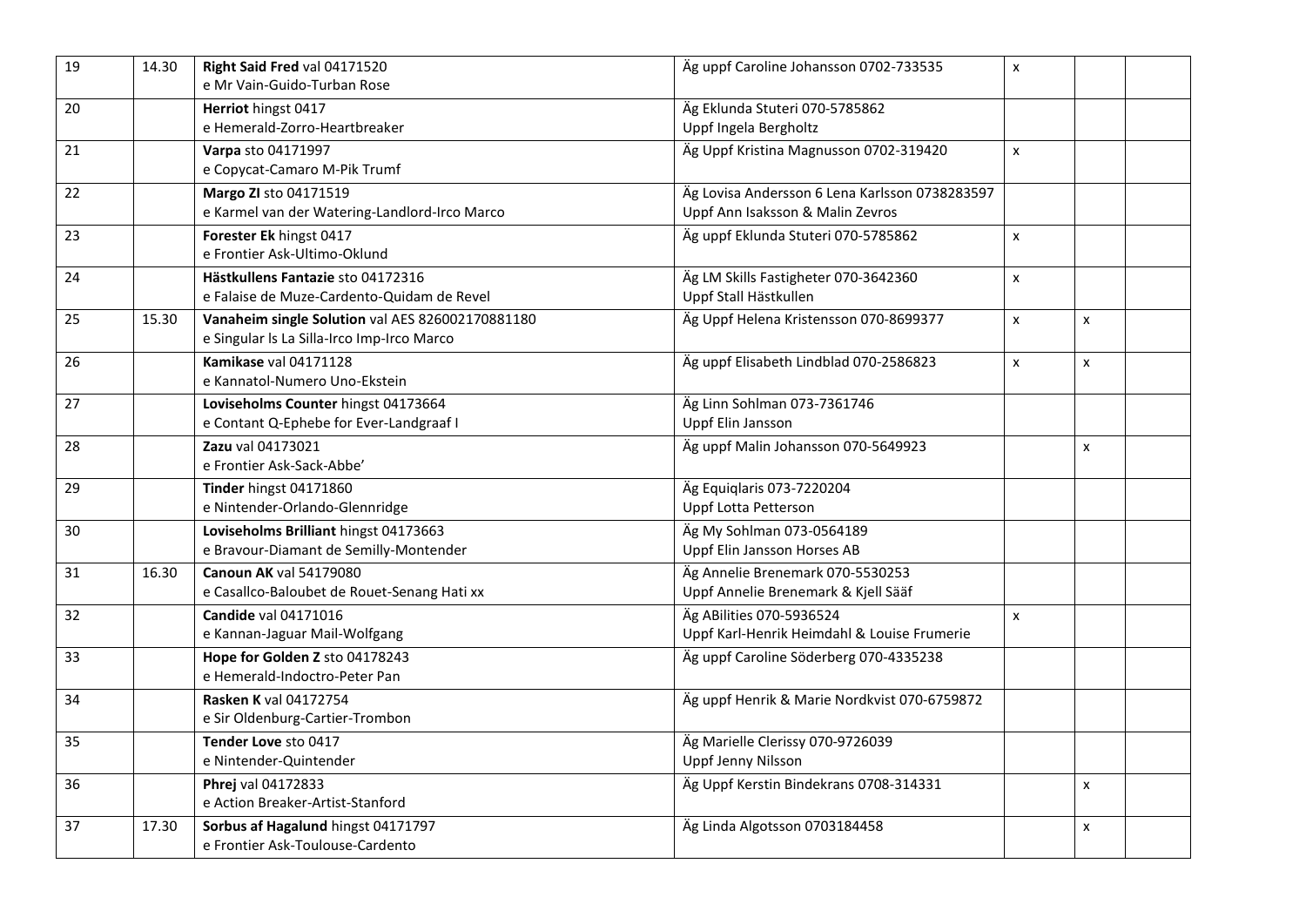| 19 | 14.30 | **Right Said Fred** val 04171520<br>e Mr Vain-Guido-Turban Rose | Äg uppf Caroline Johansson 0702-733535 | x | | |
|---|---|---|---|---|---|---|
| 20 | | **Herriot** hingst 0417<br>e Hemerald-Zorro-Heartbreaker | Äg Eklunda Stuteri 070-5785862<br>Uppf Ingela Bergholtz | | | |
| 21 | | **Varpa** sto 04171997<br>e Copycat-Camaro M-Pik Trumf | Äg Uppf Kristina Magnusson 0702-319420 | x | | |
| 22 | | **Margo Zl** sto 04171519<br>e Karmel van der Watering-Landlord-Irco Marco | Äg Lovisa Andersson 6 Lena Karlsson 0738283597<br>Uppf Ann Isaksson & Malin Zevros | | | |
| 23 | | **Forester Ek** hingst 0417<br>e Frontier Ask-Ultimo-Oklund | Äg uppf Eklunda Stuteri 070-5785862 | x | | |
| 24 | | **Hästkullens Fantazie** sto 04172316<br>e Falaise de Muze-Cardento-Quidam de Revel | Äg LM Skills Fastigheter 070-3642360<br>Uppf Stall Hästkullen | x | | |
| 25 | 15.30 | **Vanaheim single Solution** val AES 826002170881180<br>e Singular ls La Silla-Irco Imp-Irco Marco | Äg Uppf Helena Kristensson 070-8699377 | x | x | |
| 26 | | **Kamikase** val 04171128<br>e Kannatol-Numero Uno-Ekstein | Äg uppf Elisabeth Lindblad 070-2586823 | x | x | |
| 27 | | **Loviseholms Counter** hingst 04173664<br>e Contant Q-Ephebe for Ever-Landgraaf I | Äg Linn Sohlman 073-7361746<br>Uppf Elin Jansson | | | |
| 28 | | **Zazu** val 04173021<br>e Frontier Ask-Sack-Abbe' | Äg uppf Malin Johansson 070-5649923 | | x | |
| 29 | | **Tinder** hingst 04171860<br>e Nintender-Orlando-Glennridge | Äg Equiqlaris 073-7220204<br>Uppf Lotta Petterson | | | |
| 30 | | **Loviseholms Brilliant** hingst 04173663<br>e Bravour-Diamant de Semilly-Montender | Äg My Sohlman 073-0564189<br>Uppf Elin Jansson Horses AB | | | |
| 31 | 16.30 | **Canoun AK** val 54179080<br>e Casallco-Baloubet de Rouet-Senang Hati xx | Äg Annelie Brenemark 070-5530253<br>Uppf Annelie Brenemark & Kjell Sääf | | | |
| 32 | | **Candide** val 04171016<br>e Kannan-Jaguar Mail-Wolfgang | Äg ABilities 070-5936524<br>Uppf Karl-Henrik Heimdahl & Louise Frumerie | x | | |
| 33 | | **Hope for Golden Z** sto 04178243<br>e Hemerald-Indoctro-Peter Pan | Äg uppf Caroline Söderberg 070-4335238 | | | |
| 34 | | **Rasken K** val 04172754<br>e Sir Oldenburg-Cartier-Trombon | Äg uppf Henrik & Marie Nordkvist 070-6759872 | | | |
| 35 | | **Tender Love** sto 0417<br>e Nintender-Quintender | Äg Marielle Clerissy 070-9726039<br>Uppf Jenny Nilsson | | | |
| 36 | | **Phrej** val 04172833<br>e Action Breaker-Artist-Stanford | Äg Uppf Kerstin Bindekrans 0708-314331 | | x | |
| 37 | 17.30 | **Sorbus af Hagalund** hingst 04171797<br>e Frontier Ask-Toulouse-Cardento | Äg Linda Algotsson 0703184458 | | x | |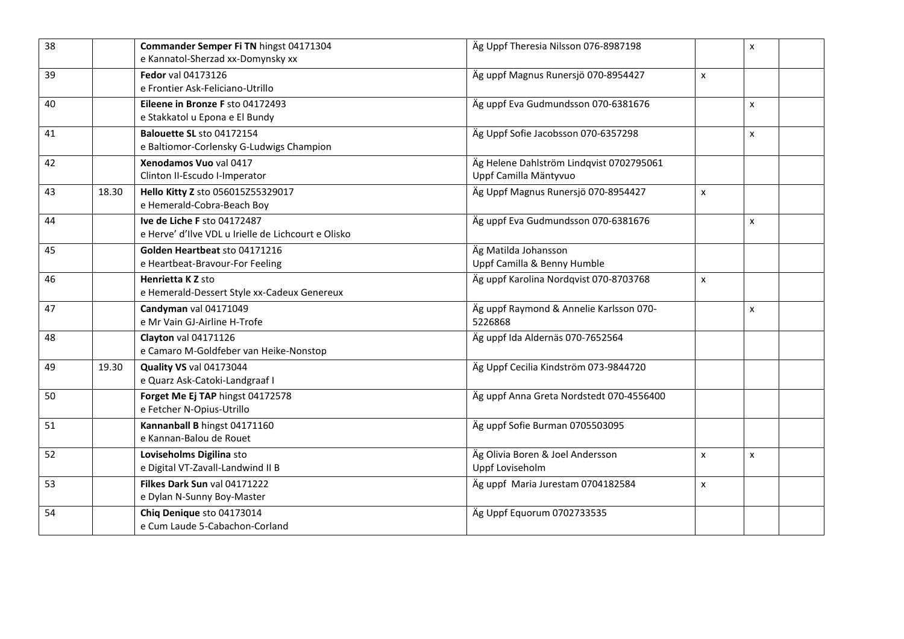| | | | | | | |
|---|---|---|---|---|---|---|
| 38 | | **Commander Semper Fi TN** hingst 04171304<br>e Kannatol-Sherzad xx-Domynsky xx | Äg Uppf Theresia Nilsson 076-8987198 | | x | |
| 39 | | **Fedor** val 04173126<br>e Frontier Ask-Feliciano-Utrillo | Äg uppf Magnus Runersjö 070-8954427 | x | | |
| 40 | | **Eileene in Bronze F** sto 04172493<br>e Stakkatol u Epona e El Bundy | Äg uppf Eva Gudmundsson 070-6381676 | | x | |
| 41 | | **Balouette SL** sto 04172154<br>e Baltiomor-Corlensky G-Ludwigs Champion | Äg Uppf Sofie Jacobsson 070-6357298 | | x | |
| 42 | | **Xenodamos Vuo** val 0417<br>Clinton II-Escudo I-Imperator | Äg Helene Dahlström Lindqvist 0702795061<br>Uppf Camilla Mäntyvuo | | | |
| 43 | 18.30 | **Hello Kitty Z** sto 056015Z55329017<br>e Hemerald-Cobra-Beach Boy | Äg Uppf Magnus Runersjö 070-8954427 | x | | |
| 44 | | **Ive de Liche F** sto 04172487<br>e Herve' d'Ilve VDL u Irielle de Lichcourt e Olisko | Äg uppf Eva Gudmundsson 070-6381676 | | x | |
| 45 | | **Golden Heartbeat** sto 04171216<br>e Heartbeat-Bravour-For Feeling | Äg Matilda Johansson<br>Uppf Camilla & Benny Humble | | | |
| 46 | | **Henrietta K Z** sto<br>e Hemerald-Dessert Style xx-Cadeux Genereux | Äg uppf Karolina Nordqvist 070-8703768 | x | | |
| 47 | | **Candyman** val 04171049<br>e Mr Vain GJ-Airline H-Trofe | Äg uppf Raymond & Annelie Karlsson 070-5226868 | | x | |
| 48 | | **Clayton** val 04171126<br>e Camaro M-Goldfeber van Heike-Nonstop | Äg uppf Ida Aldernäs 070-7652564 | | | |
| 49 | 19.30 | **Quality VS** val 04173044<br>e Quarz Ask-Catoki-Landgraaf I | Äg Uppf Cecilia Kindström 073-9844720 | | | |
| 50 | | **Forget Me Ej TAP** hingst 04172578<br>e Fetcher N-Opius-Utrillo | Äg uppf Anna Greta Nordstedt 070-4556400 | | | |
| 51 | | **Kannanball B** hingst 04171160<br>e Kannan-Balou de Rouet | Äg uppf Sofie Burman 0705503095 | | | |
| 52 | | **Loviseholms Digilina** sto<br>e Digital VT-Zavall-Landwind II B | Äg Olivia Boren & Joel Andersson<br>Uppf Loviseholm | x | x | |
| 53 | | **Filkes Dark Sun** val 04171222<br>e Dylan N-Sunny Boy-Master | Äg uppf Maria Jurestam 0704182584 | x | | |
| 54 | | **Chiq Denique** sto 04173014<br>e Cum Laude 5-Cabachon-Corland | Äg Uppf Equorum 0702733535 | | | |